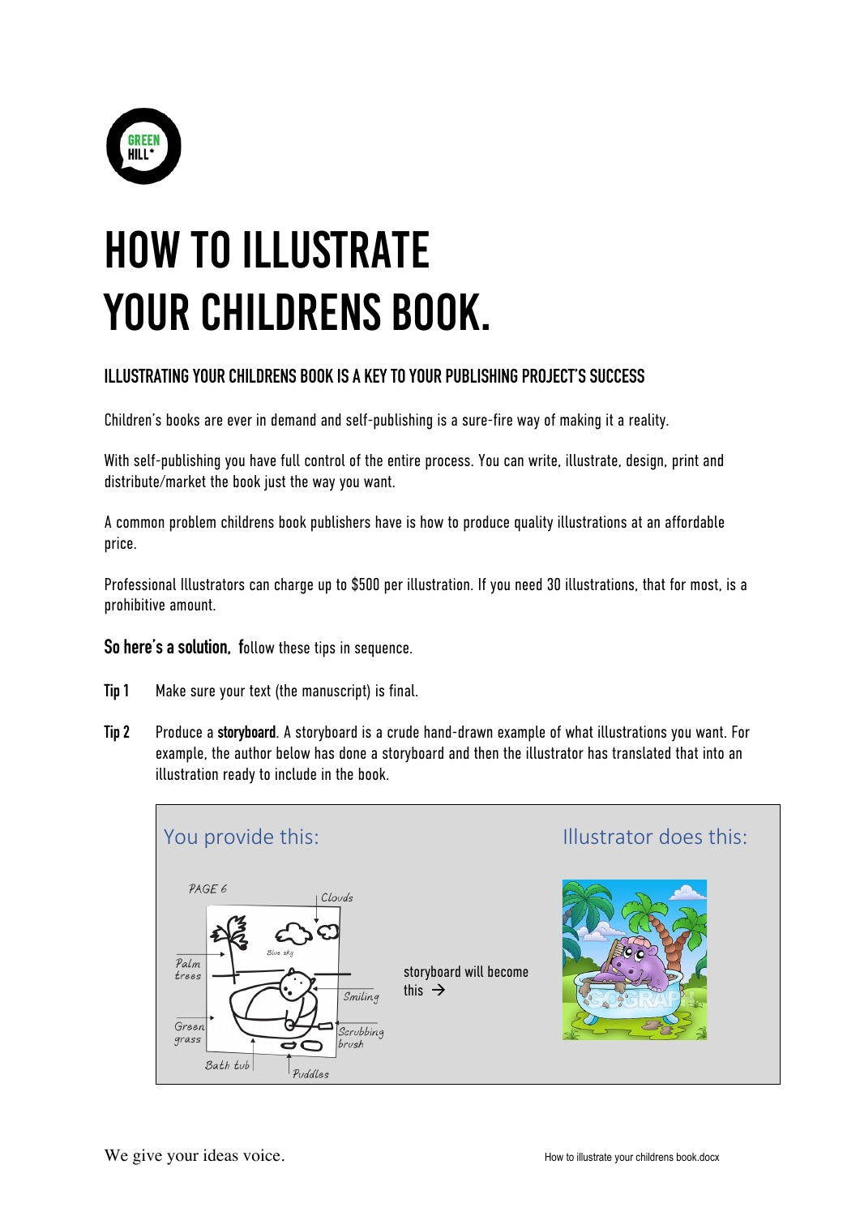# HOW TO ILLUSTRATE YOUR CHILDRENS BOOK.

## ILLUSTRATING YOUR CHILDRENS BOOK IS A KEY TO YOUR PUBLISHING PROJECT'S SUCCESS

Children's books are ever in demand and self-publishing is a sure-fire way of making it a reality.

With self-publishing you have full control of the entire process. You can write, illustrate, design, print and distribute/market the book just the way you want.

A common problem childrens book publishers have is how to produce quality illustrations at an affordable price.

Professional Illustrators can charge up to $500 per illustration. If you need 30 illustrations, that for most, is a prohibitive amount.

**So here's a solution, f**ollow these tips in sequence.

**Tip 1** Make sure your text (the manuscript) is final.

**Tip 2** Produce a **storyboard**. A storyboard is a crude hand-drawn example of what illustrations you want. For example, the author below has done a storyboard and then the illustrator has translated that into an illustration ready to include in the book.

You provide this:

storyboard will become this →

Illustrator does this:

We give your ideas voice.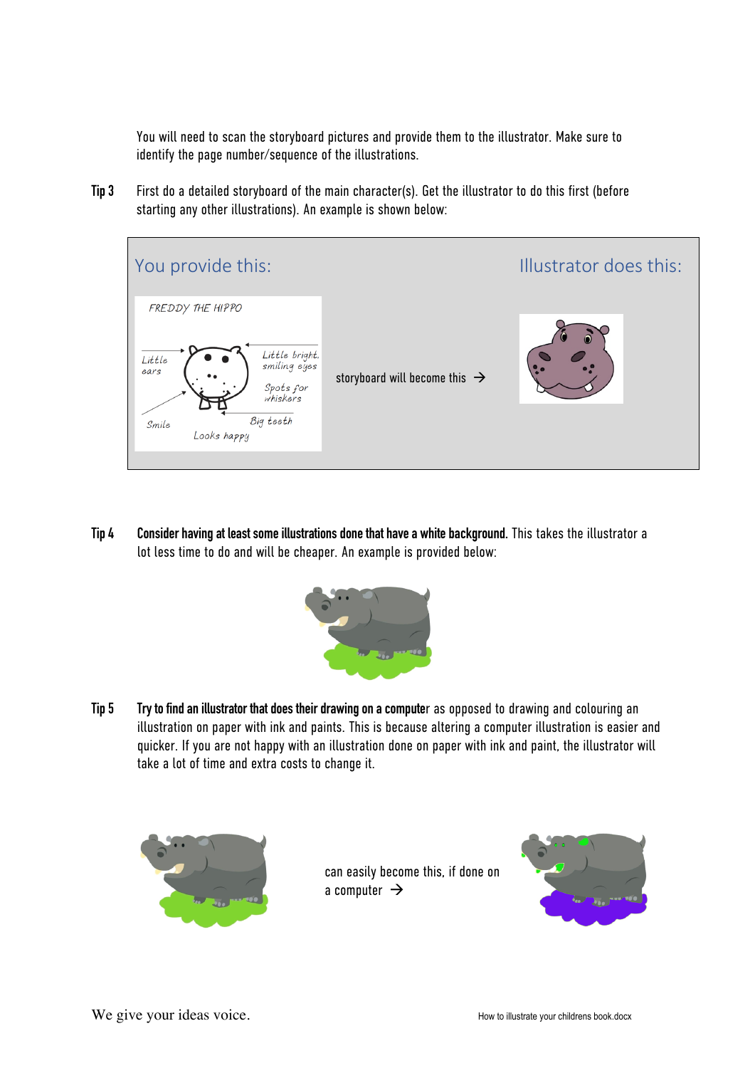You will need to scan the storyboard pictures and provide them to the illustrator. Make sure to identify the page number/sequence of the illustrations.

**Tip 3** First do a detailed storyboard of the main character(s). Get the illustrator to do this first (before starting any other illustrations). An example is shown below:

You provide this: | Illustrator does this:

FREDDY THE HIPPO

Little ears · Little bright, smiling eyes · Spots for whiskers · Big teeth · Smile · Looks happy

storyboard will become this →

**Tip 4** **Consider having at least some illustrations done that have a white background.** This takes the illustrator a lot less time to do and will be cheaper. An example is provided below:

**Tip 5** **Try to find an illustrator that does their drawing on a computer** as opposed to drawing and colouring an illustration on paper with ink and paints. This is because altering a computer illustration is easier and quicker. If you are not happy with an illustration done on paper with ink and paint, the illustrator will take a lot of time and extra costs to change it.

can easily become this, if done on a computer →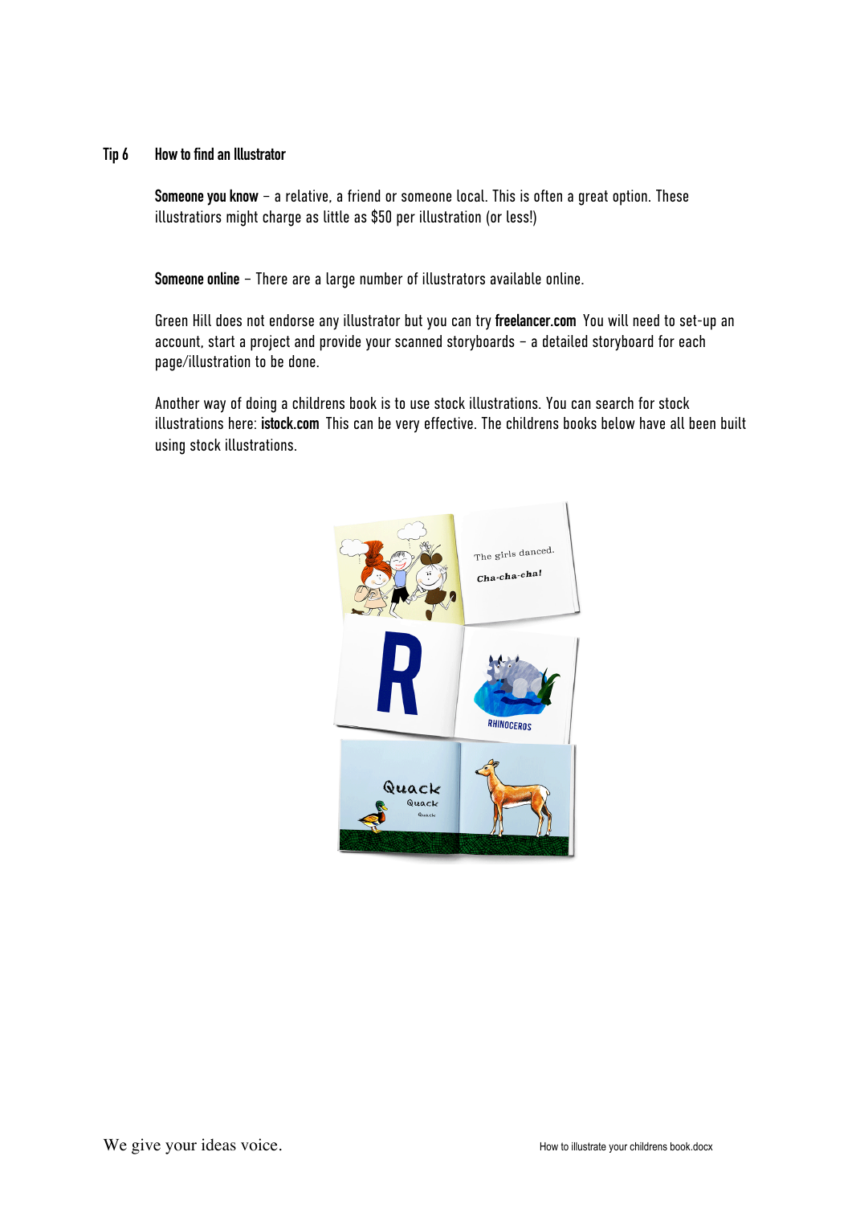## Tip 6 How to find an Illustrator

**Someone you know** – a relative, a friend or someone local. This is often a great option. These illustratiors might charge as little as $50 per illustration (or less!)

**Someone online** – There are a large number of illustrators available online.

Green Hill does not endorse any illustrator but you can try **freelancer.com** You will need to set-up an account, start a project and provide your scanned storyboards – a detailed storyboard for each page/illustration to be done.

Another way of doing a childrens book is to use stock illustrations. You can search for stock illustrations here: **istock.com** This can be very effective. The childrens books below have all been built using stock illustrations.

We give your ideas voice.